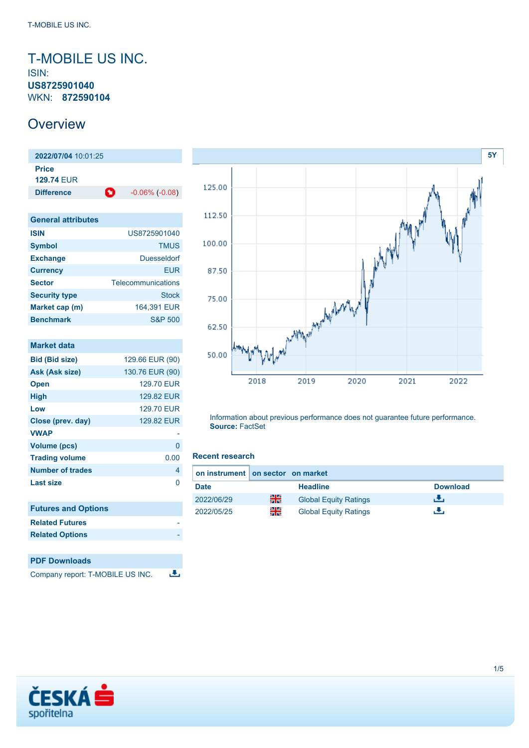# T-MOBILE US INC.

ISIN: **US8725901040**
WKN: **872590104**

## Overview

| **2022/07/04** 10:01:25 | |
|---|---|
| **Price** | |
| **129.74** EUR | |
| **Difference** | -0.06% (-0.08) |

| General attributes | |
|---|---|
| **ISIN** | US8725901040 |
| **Symbol** | TMUS |
| **Exchange** | Duesseldorf |
| **Currency** | EUR |
| **Sector** | Telecommunications |
| **Security type** | Stock |
| **Market cap (m)** | 164,391 EUR |
| **Benchmark** | S&P 500 |

| Market data | |
|---|---|
| **Bid (Bid size)** | 129.66 EUR (90) |
| **Ask (Ask size)** | 130.76 EUR (90) |
| **Open** | 129.70 EUR |
| **High** | 129.82 EUR |
| **Low** | 129.70 EUR |
| **Close (prev. day)** | 129.82 EUR |
| **VWAP** | - |
| **Volume (pcs)** | 0 |
| **Trading volume** | 0.00 |
| **Number of trades** | 4 |
| **Last size** | 0 |

| Futures and Options | |
|---|---|
| **Related Futures** | - |
| **Related Options** | - |

| PDF Downloads |
|---|
| Company report: T-MOBILE US INC. |

5Y

Information about previous performance does not guarantee future performance.
**Source:** FactSet

### Recent research

on instrument | on sector | on market

| Date | Headline | Download |
|---|---|---|
| 2022/06/29 | Global Equity Ratings | |
| 2022/05/25 | Global Equity Ratings | |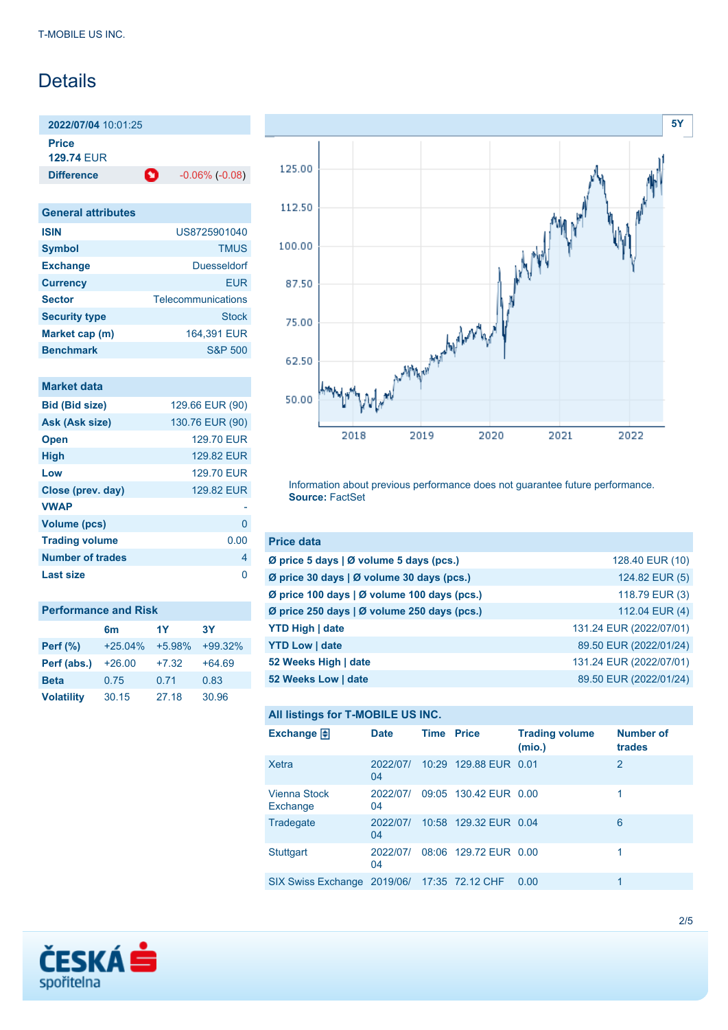# Details

**2022/07/04** 10:01:25

**Price**
**129.74** EUR

| **Difference** | -0.06% (-0.08) |
|---|---|

## General attributes

| | |
|---|---|
| **ISIN** | US8725901040 |
| **Symbol** | TMUS |
| **Exchange** | Duesseldorf |
| **Currency** | EUR |
| **Sector** | Telecommunications |
| **Security type** | Stock |
| **Market cap (m)** | 164,391 EUR |
| **Benchmark** | S&P 500 |

## Market data

| | |
|---|---|
| **Bid (Bid size)** | 129.66 EUR (90) |
| **Ask (Ask size)** | 130.76 EUR (90) |
| **Open** | 129.70 EUR |
| **High** | 129.82 EUR |
| **Low** | 129.70 EUR |
| **Close (prev. day)** | 129.82 EUR |
| **VWAP** | - |
| **Volume (pcs)** | 0 |
| **Trading volume** | 0.00 |
| **Number of trades** | 4 |
| **Last size** | 0 |

## Performance and Risk

| | 6m | 1Y | 3Y |
|---|---|---|---|
| **Perf (%)** | +25.04% | +5.98% | +99.32% |
| **Perf (abs.)** | +26.00 | +7.32 | +64.69 |
| **Beta** | 0.75 | 0.71 | 0.83 |
| **Volatility** | 30.15 | 27.18 | 30.96 |

Information about previous performance does not guarantee future performance.
**Source:** FactSet

## Price data

| | |
|---|---|
| **Ø price 5 days \| Ø volume 5 days (pcs.)** | 128.40 EUR (10) |
| **Ø price 30 days \| Ø volume 30 days (pcs.)** | 124.82 EUR (5) |
| **Ø price 100 days \| Ø volume 100 days (pcs.)** | 118.79 EUR (3) |
| **Ø price 250 days \| Ø volume 250 days (pcs.)** | 112.04 EUR (4) |
| **YTD High \| date** | 131.24 EUR (2022/07/01) |
| **YTD Low \| date** | 89.50 EUR (2022/01/24) |
| **52 Weeks High \| date** | 131.24 EUR (2022/07/01) |
| **52 Weeks Low \| date** | 89.50 EUR (2022/01/24) |

## All listings for T-MOBILE US INC.

| Exchange | Date | Time | Price | Trading volume (mio.) | Number of trades |
|---|---|---|---|---|---|
| Xetra | 2022/07/04 | 10:29 | 129.88 EUR | 0.01 | 2 |
| Vienna Stock Exchange | 2022/07/04 | 09:05 | 130.42 EUR | 0.00 | 1 |
| Tradegate | 2022/07/04 | 10:58 | 129.32 EUR | 0.04 | 6 |
| Stuttgart | 2022/07/04 | 08:06 | 129.72 EUR | 0.00 | 1 |
| SIX Swiss Exchange | 2019/06/ | 17:35 | 72.12 CHF | 0.00 | 1 |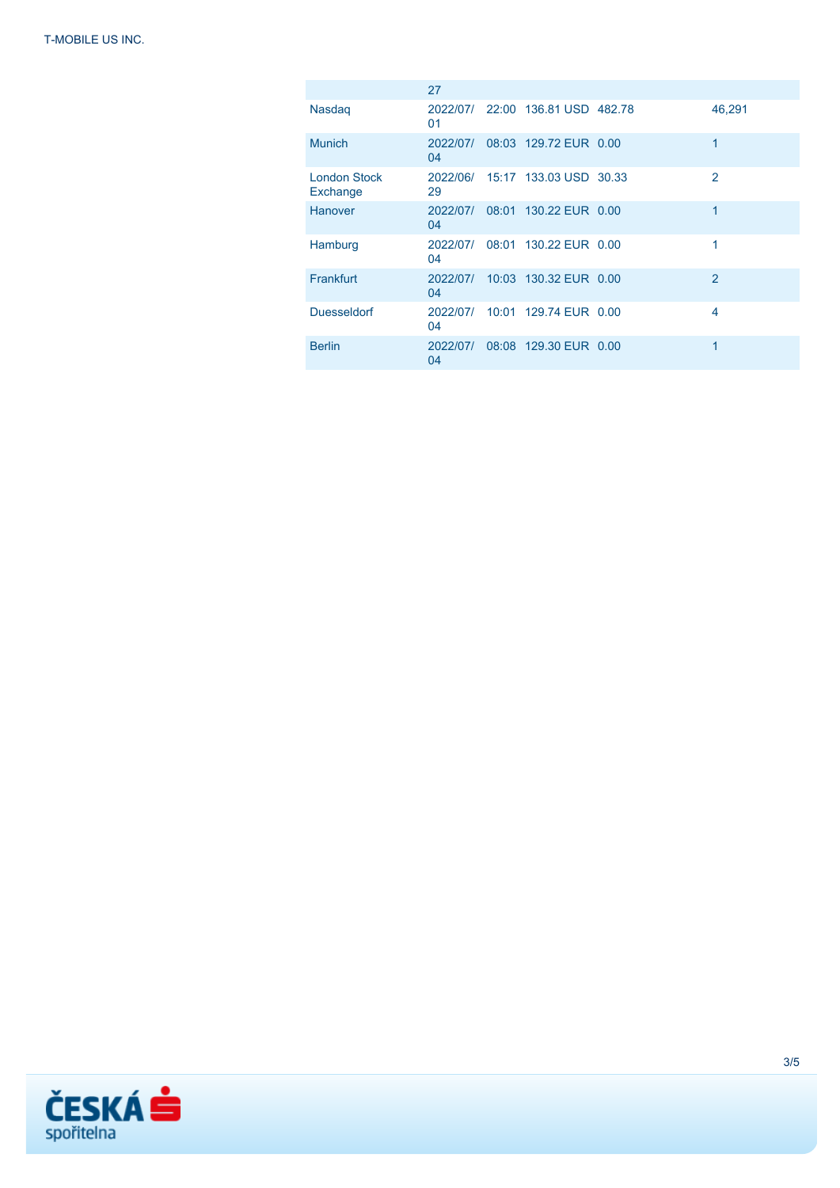| | | | | | | |
|---|---|---|---|---|---|---|
| | 27 | | | | | |
| Nasdaq | 2022/07/01 | 22:00 | 136.81 USD | 482.78 | | 46,291 |
| Munich | 2022/07/04 | 08:03 | 129.72 EUR | 0.00 | | 1 |
| London Stock Exchange | 2022/06/29 | 15:17 | 133.03 USD | 30.33 | | 2 |
| Hanover | 2022/07/04 | 08:01 | 130.22 EUR | 0.00 | | 1 |
| Hamburg | 2022/07/04 | 08:01 | 130.22 EUR | 0.00 | | 1 |
| Frankfurt | 2022/07/04 | 10:03 | 130.32 EUR | 0.00 | | 2 |
| Duesseldorf | 2022/07/04 | 10:01 | 129.74 EUR | 0.00 | | 4 |
| Berlin | 2022/07/04 | 08:08 | 129.30 EUR | 0.00 | | 1 |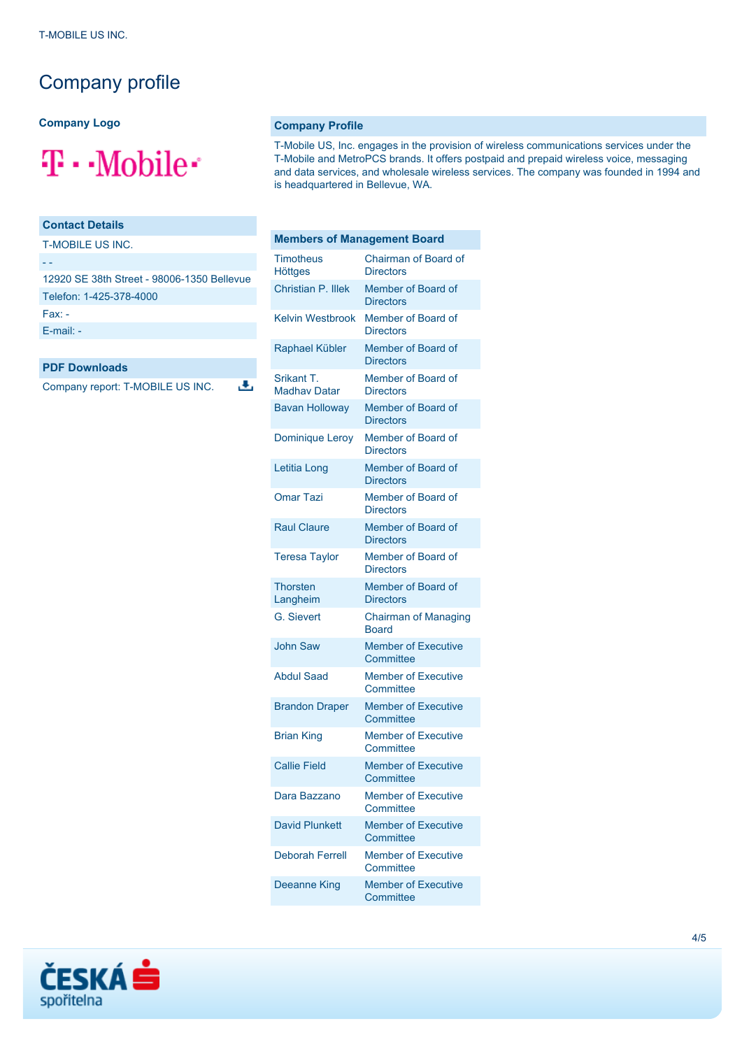# Company profile

**Company Logo**

## Company Profile

T-Mobile US, Inc. engages in the provision of wireless communications services under the T-Mobile and MetroPCS brands. It offers postpaid and prepaid wireless voice, messaging and data services, and wholesale wireless services. The company was founded in 1994 and is headquartered in Bellevue, WA.

## Contact Details

T-MOBILE US INC.

- -

12920 SE 38th Street - 98006-1350 Bellevue

Telefon: 1-425-378-4000

Fax: -

E-mail: -

## PDF Downloads

Company report: T-MOBILE US INC.

## Members of Management Board

| | |
|---|---|
| Timotheus Höttges | Chairman of Board of Directors |
| Christian P. Illek | Member of Board of Directors |
| Kelvin Westbrook | Member of Board of Directors |
| Raphael Kübler | Member of Board of Directors |
| Srikant T. Madhav Datar | Member of Board of Directors |
| Bavan Holloway | Member of Board of Directors |
| Dominique Leroy | Member of Board of Directors |
| Letitia Long | Member of Board of Directors |
| Omar Tazi | Member of Board of Directors |
| Raul Claure | Member of Board of Directors |
| Teresa Taylor | Member of Board of Directors |
| Thorsten Langheim | Member of Board of Directors |
| G. Sievert | Chairman of Managing Board |
| John Saw | Member of Executive Committee |
| Abdul Saad | Member of Executive Committee |
| Brandon Draper | Member of Executive Committee |
| Brian King | Member of Executive Committee |
| Callie Field | Member of Executive Committee |
| Dara Bazzano | Member of Executive Committee |
| David Plunkett | Member of Executive Committee |
| Deborah Ferrell | Member of Executive Committee |
| Deeanne King | Member of Executive Committee |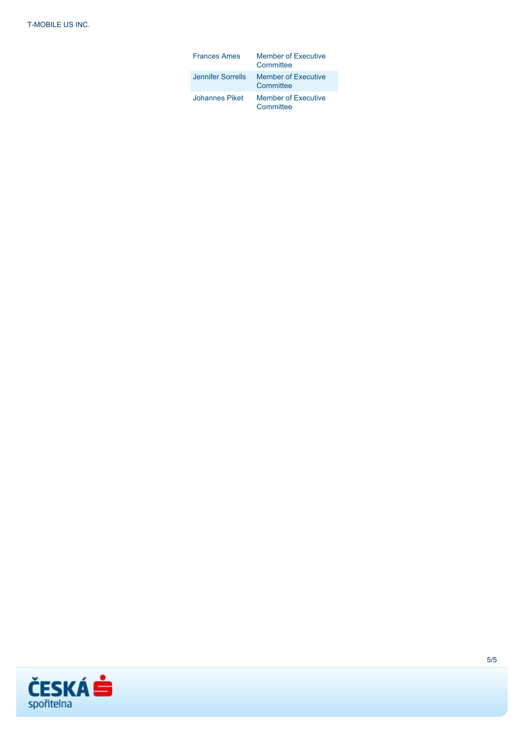| | |
|---|---|
| Frances Ames | Member of Executive Committee |
| Jennifer Sorrells | Member of Executive Committee |
| Johannes Piket | Member of Executive Committee |